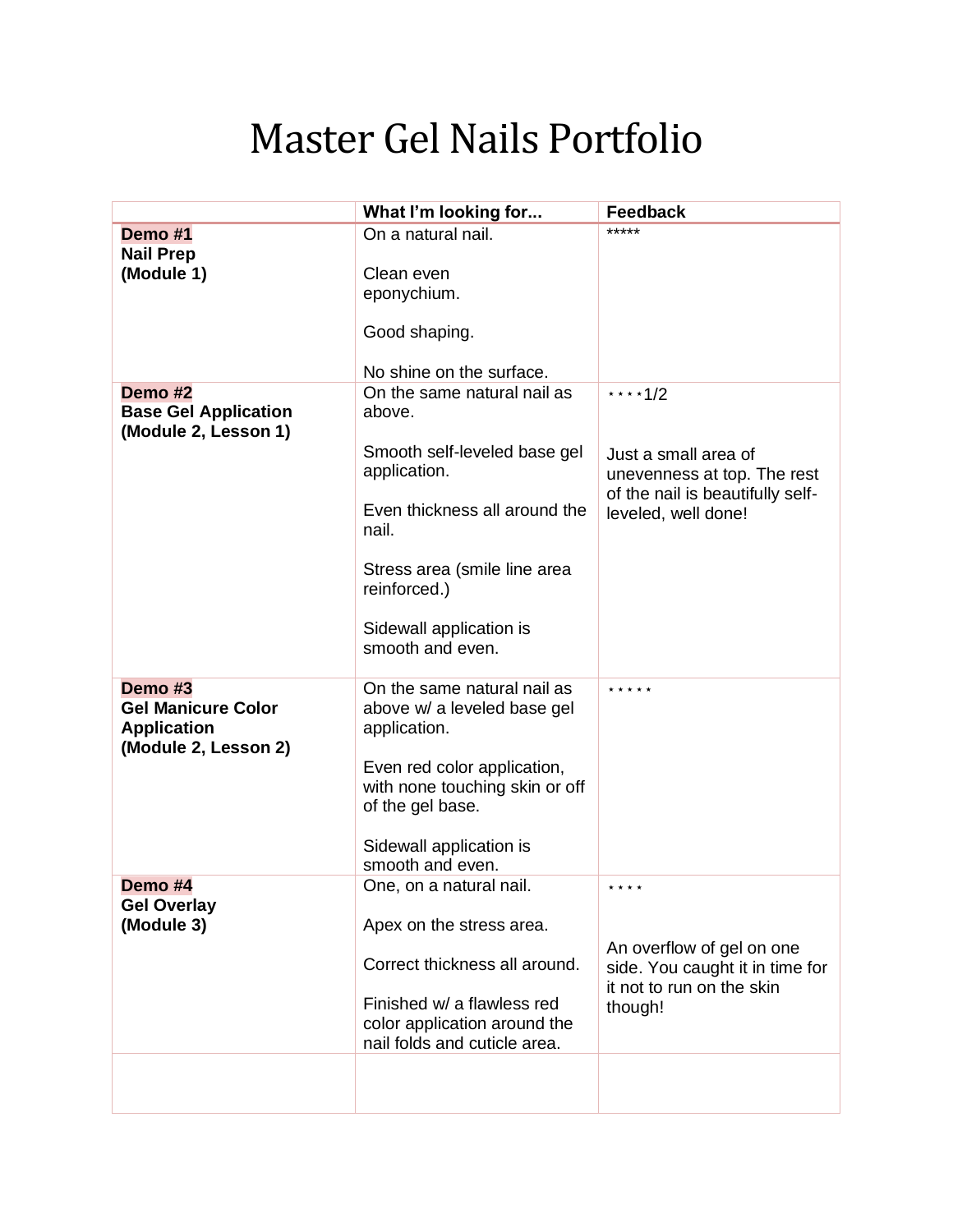# Master Gel Nails Portfolio

| | What I'm looking for... | Feedback |
|---|---|---|
| **Demo #1**<br>**Nail Prep**<br>**(Module 1)** | On a natural nail.<br><br>Clean even eponychium.<br><br>Good shaping.<br><br>No shine on the surface. | ***** |
| **Demo #2**<br>**Base Gel Application**<br>**(Module 2, Lesson 1)** | On the same natural nail as above.<br><br>Smooth self-leveled base gel application.<br><br>Even thickness all around the nail.<br><br>Stress area (smile line area reinforced.)<br><br>Sidewall application is smooth and even. | ****1/2<br><br>Just a small area of unevenness at top. The rest of the nail is beautifully self-leveled, well done! |
| **Demo #3**<br>**Gel Manicure Color Application**<br>**(Module 2, Lesson 2)** | On the same natural nail as above w/ a leveled base gel application.<br><br>Even red color application, with none touching skin or off of the gel base.<br><br>Sidewall application is smooth and even. | ***** |
| **Demo #4**<br>**Gel Overlay**<br>**(Module 3)** | One, on a natural nail.<br><br>Apex on the stress area.<br><br>Correct thickness all around.<br><br>Finished w/ a flawless red color application around the nail folds and cuticle area. | ****<br><br>An overflow of gel on one side. You caught it in time for it not to run on the skin though! |
| | | |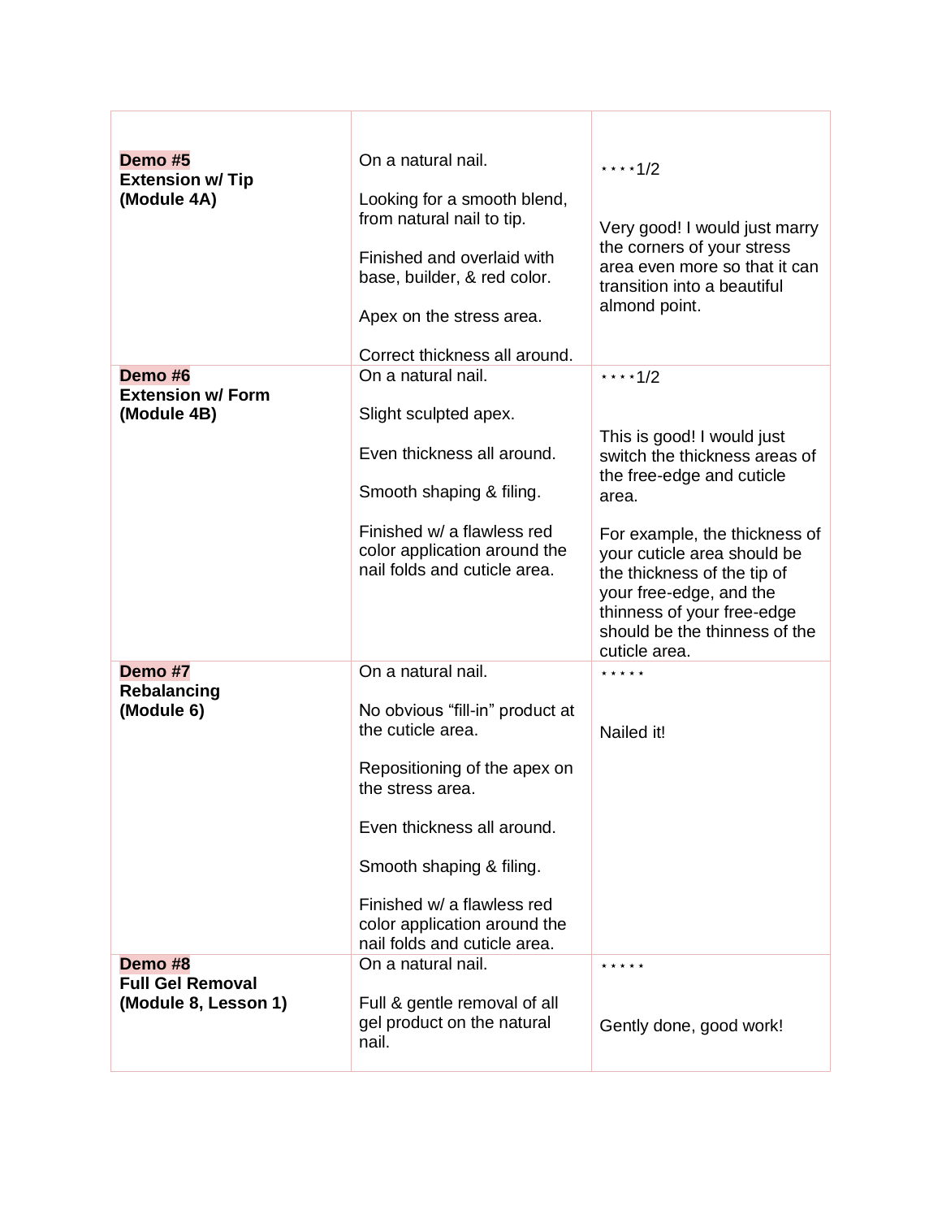| | | |
|---|---|---|
| **Demo #5**<br>**Extension w/ Tip**<br>**(Module 4A)** | On a natural nail.<br><br>Looking for a smooth blend, from natural nail to tip.<br><br>Finished and overlaid with base, builder, & red color.<br><br>Apex on the stress area.<br><br>Correct thickness all around. | * * * * 1/2<br><br>Very good! I would just marry the corners of your stress area even more so that it can transition into a beautiful almond point. |
| **Demo #6**<br>**Extension w/ Form**<br>**(Module 4B)** | On a natural nail.<br><br>Slight sculpted apex.<br><br>Even thickness all around.<br><br>Smooth shaping & filing.<br><br>Finished w/ a flawless red color application around the nail folds and cuticle area. | * * * * 1/2<br><br>This is good! I would just switch the thickness areas of the free-edge and cuticle area.<br><br>For example, the thickness of your cuticle area should be the thickness of the tip of your free-edge, and the thinness of your free-edge should be the thinness of the cuticle area. |
| **Demo #7**<br>**Rebalancing**<br>**(Module 6)** | On a natural nail.<br><br>No obvious “fill-in” product at the cuticle area.<br><br>Repositioning of the apex on the stress area.<br><br>Even thickness all around.<br><br>Smooth shaping & filing.<br><br>Finished w/ a flawless red color application around the nail folds and cuticle area. | * * * * *<br><br>Nailed it! |
| **Demo #8**<br>**Full Gel Removal**<br>**(Module 8, Lesson 1)** | On a natural nail.<br><br>Full & gentle removal of all gel product on the natural nail. | * * * * *<br><br>Gently done, good work! |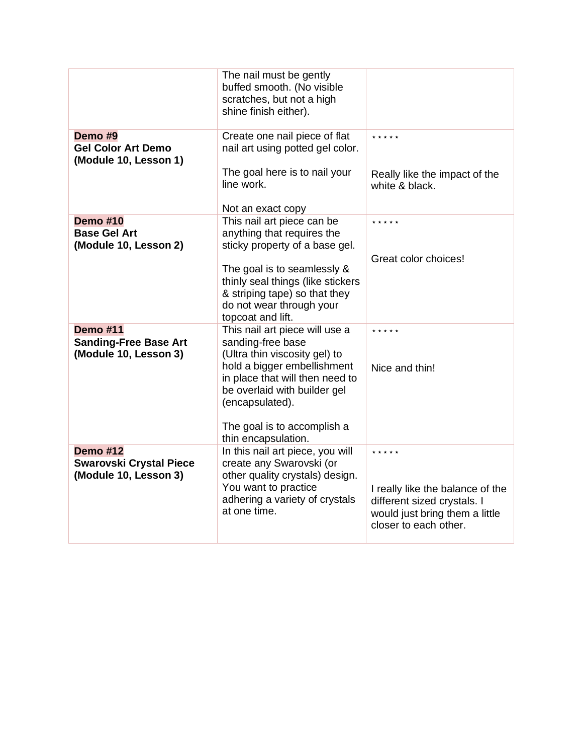| | | |
|---|---|---|
| | The nail must be gently buffed smooth. (No visible scratches, but not a high shine finish either). | |
| **Demo #9**<br>**Gel Color Art Demo**<br>**(Module 10, Lesson 1)** | Create one nail piece of flat nail art using potted gel color.<br><br>The goal here is to nail your line work.<br><br>Not an exact copy | * * * * *<br><br>Really like the impact of the white & black. |
| **Demo #10**<br>**Base Gel Art**<br>**(Module 10, Lesson 2)** | This nail art piece can be anything that requires the sticky property of a base gel.<br><br>The goal is to seamlessly & thinly seal things (like stickers & striping tape) so that they do not wear through your topcoat and lift. | * * * * *<br><br>Great color choices! |
| **Demo #11**<br>**Sanding-Free Base Art**<br>**(Module 10, Lesson 3)** | This nail art piece will use a sanding-free base (Ultra thin viscosity gel) to hold a bigger embellishment in place that will then need to be overlaid with builder gel (encapsulated).<br><br>The goal is to accomplish a thin encapsulation. | * * * * *<br><br>Nice and thin! |
| **Demo #12**<br>**Swarovski Crystal Piece**<br>**(Module 10, Lesson 3)** | In this nail art piece, you will create any Swarovski (or other quality crystals) design. You want to practice adhering a variety of crystals at one time. | * * * * *<br><br>I really like the balance of the different sized crystals. I would just bring them a little closer to each other. |